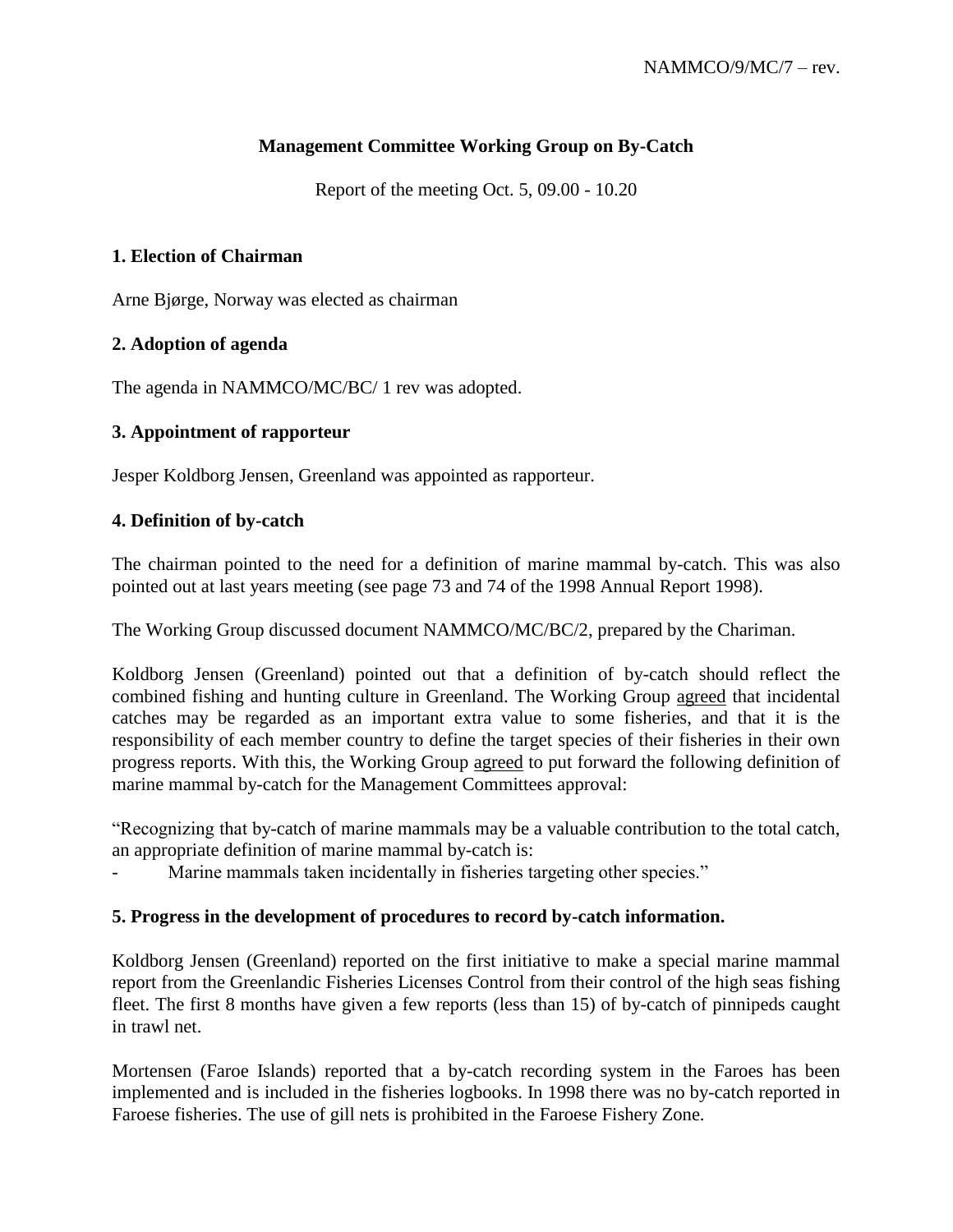NAMMCO/9/MC/7 – rev.

**Management Committee Working Group on By-Catch**

Report of the meeting Oct. 5, 09.00 - 10.20

## 1. Election of Chairman

Arne Bjørge, Norway was elected as chairman

## 2. Adoption of agenda

The agenda in NAMMCO/MC/BC/ 1 rev was adopted.

## 3. Appointment of rapporteur

Jesper Koldborg Jensen, Greenland was appointed as rapporteur.

## 4. Definition of by-catch

The chairman pointed to the need for a definition of marine mammal by-catch. This was also pointed out at last years meeting (see page 73 and 74 of the 1998 Annual Report 1998).

The Working Group discussed document NAMMCO/MC/BC/2, prepared by the Chariman.

Koldborg Jensen (Greenland) pointed out that a definition of by-catch should reflect the combined fishing and hunting culture in Greenland. The Working Group agreed that incidental catches may be regarded as an important extra value to some fisheries, and that it is the responsibility of each member country to define the target species of their fisheries in their own progress reports. With this, the Working Group agreed to put forward the following definition of marine mammal by-catch for the Management Committees approval:

"Recognizing that by-catch of marine mammals may be a valuable contribution to the total catch, an appropriate definition of marine mammal by-catch is:

- Marine mammals taken incidentally in fisheries targeting other species."

## 5. Progress in the development of procedures to record by-catch information.

Koldborg Jensen (Greenland) reported on the first initiative to make a special marine mammal report from the Greenlandic Fisheries Licenses Control from their control of the high seas fishing fleet. The first 8 months have given a few reports (less than 15) of by-catch of pinnipeds caught in trawl net.

Mortensen (Faroe Islands) reported that a by-catch recording system in the Faroes has been implemented and is included in the fisheries logbooks. In 1998 there was no by-catch reported in Faroese fisheries. The use of gill nets is prohibited in the Faroese Fishery Zone.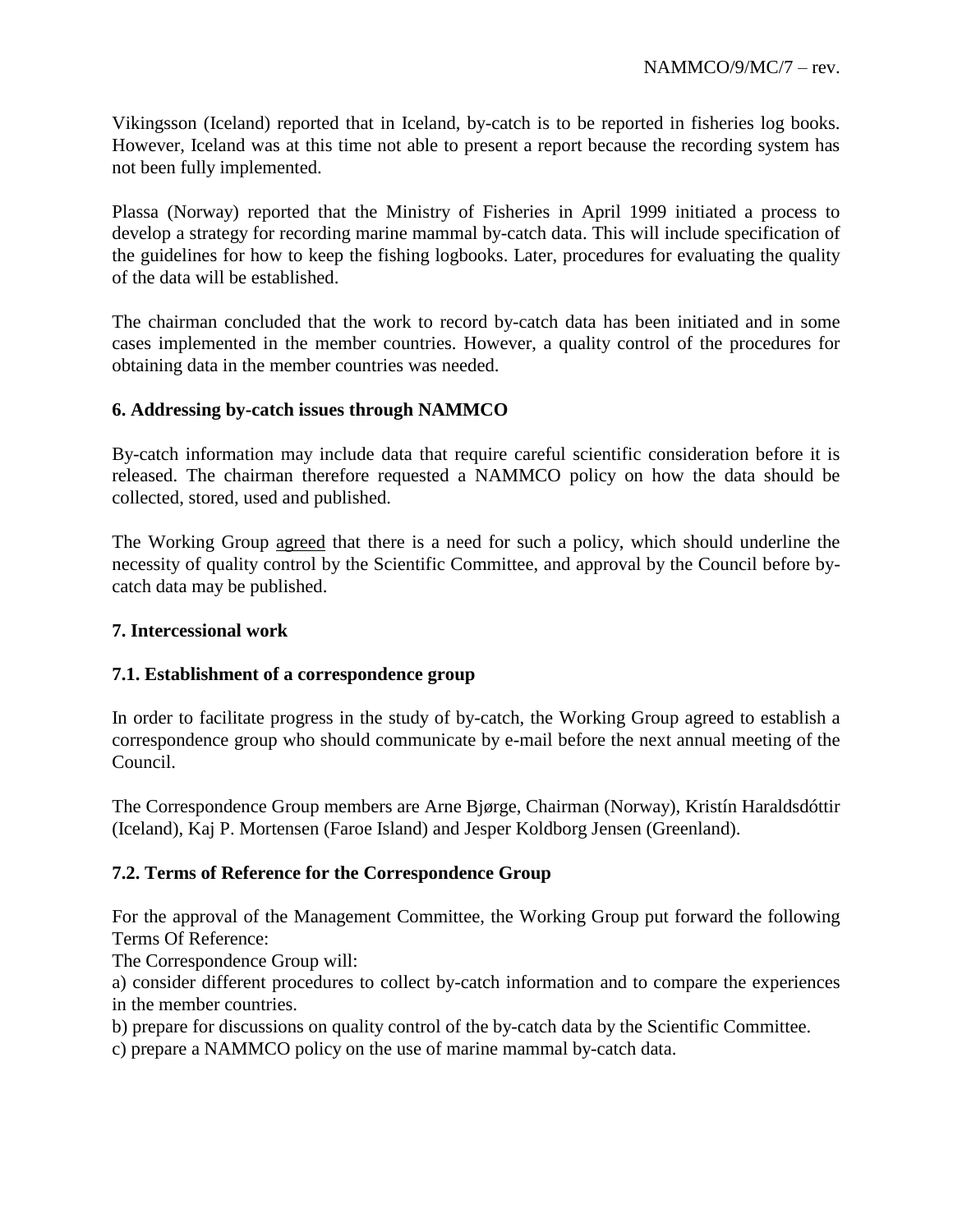Vikingsson (Iceland) reported that in Iceland, by-catch is to be reported in fisheries log books. However, Iceland was at this time not able to present a report because the recording system has not been fully implemented.

Plassa (Norway) reported that the Ministry of Fisheries in April 1999 initiated a process to develop a strategy for recording marine mammal by-catch data. This will include specification of the guidelines for how to keep the fishing logbooks. Later, procedures for evaluating the quality of the data will be established.

The chairman concluded that the work to record by-catch data has been initiated and in some cases implemented in the member countries. However, a quality control of the procedures for obtaining data in the member countries was needed.

### 6. Addressing by-catch issues through NAMMCO

By-catch information may include data that require careful scientific consideration before it is released. The chairman therefore requested a NAMMCO policy on how the data should be collected, stored, used and published.

The Working Group agreed that there is a need for such a policy, which should underline the necessity of quality control by the Scientific Committee, and approval by the Council before by-catch data may be published.

### 7. Intercessional work

### 7.1. Establishment of a correspondence group

In order to facilitate progress in the study of by-catch, the Working Group agreed to establish a correspondence group who should communicate by e-mail before the next annual meeting of the Council.

The Correspondence Group members are Arne Bjørge, Chairman (Norway), Kristín Haraldsdóttir (Iceland), Kaj P. Mortensen (Faroe Island) and Jesper Koldborg Jensen (Greenland).

### 7.2. Terms of Reference for the Correspondence Group

For the approval of the Management Committee, the Working Group put forward the following Terms Of Reference:

The Correspondence Group will:

a) consider different procedures to collect by-catch information and to compare the experiences in the member countries.

b) prepare for discussions on quality control of the by-catch data by the Scientific Committee.

c) prepare a NAMMCO policy on the use of marine mammal by-catch data.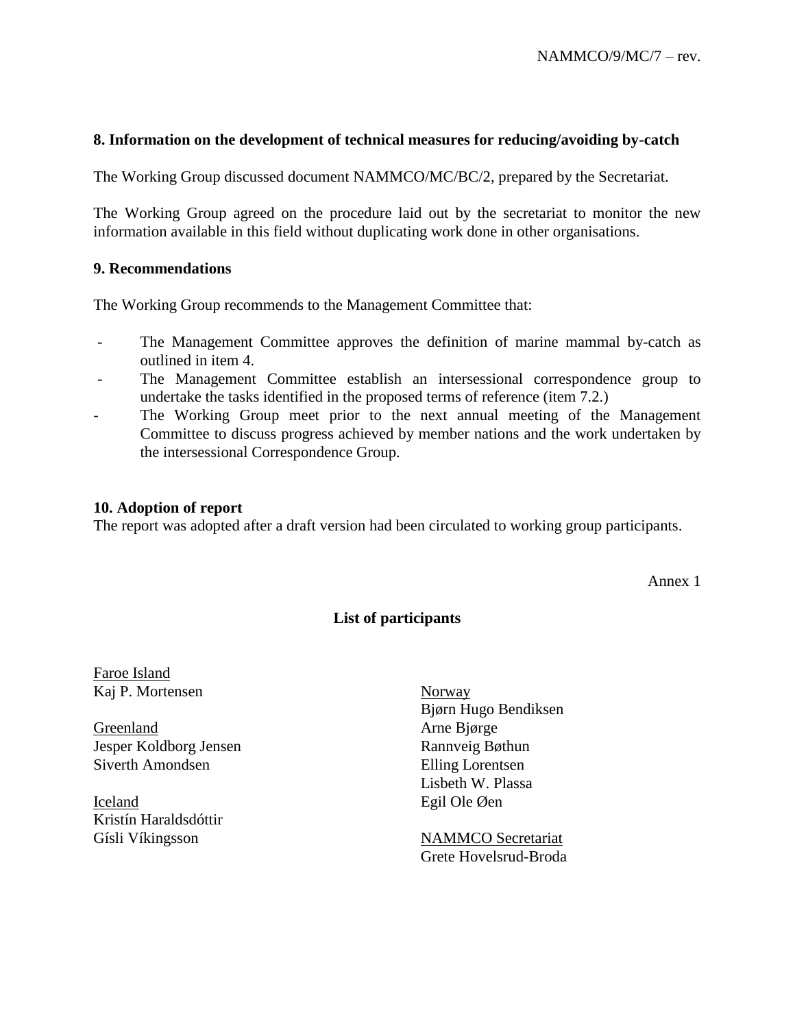## 8. Information on the development of technical measures for reducing/avoiding by-catch

The Working Group discussed document NAMMCO/MC/BC/2, prepared by the Secretariat.

The Working Group agreed on the procedure laid out by the secretariat to monitor the new information available in this field without duplicating work done in other organisations.

## 9. Recommendations

The Working Group recommends to the Management Committee that:

- The Management Committee approves the definition of marine mammal by-catch as outlined in item 4.
- The Management Committee establish an intersessional correspondence group to undertake the tasks identified in the proposed terms of reference (item 7.2.)
- The Working Group meet prior to the next annual meeting of the Management Committee to discuss progress achieved by member nations and the work undertaken by the intersessional Correspondence Group.

## 10. Adoption of report

The report was adopted after a draft version had been circulated to working group participants.

Annex 1

### List of participants

Faroe Island
Kaj P. Mortensen

Greenland
Jesper Koldborg Jensen
Siverth Amondsen

Iceland
Kristín Haraldsdóttir
Gísli Víkingsson

Norway
Bjørn Hugo Bendiksen
Arne Bjørge
Rannveig Bøthun
Elling Lorentsen
Lisbeth W. Plassa
Egil Ole Øen

NAMMCO Secretariat
Grete Hovelsrud-Broda